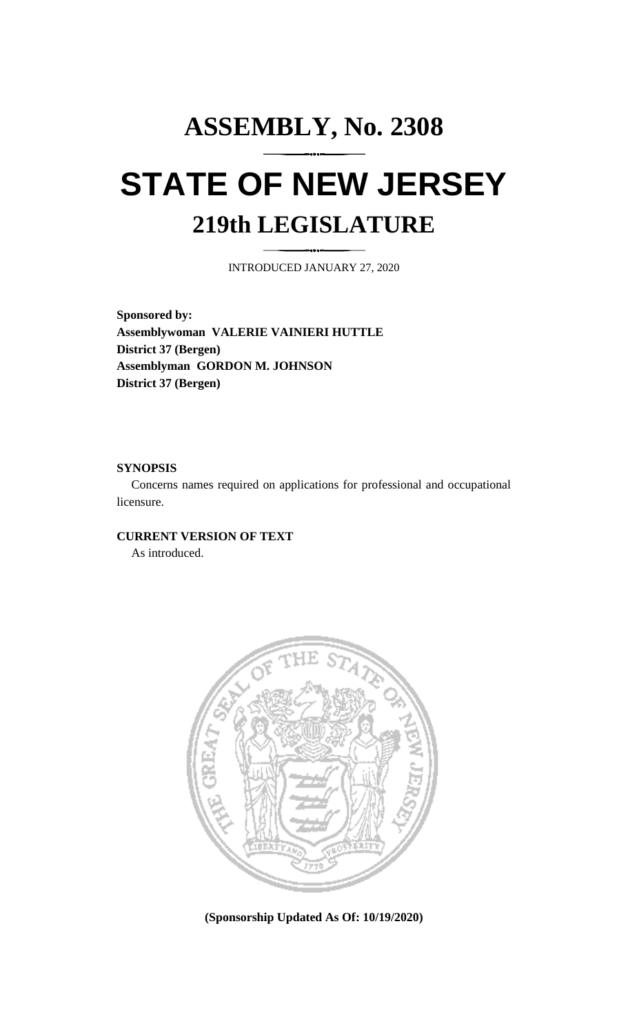# ASSEMBLY, No. 2308

# STATE OF NEW JERSEY

## 219th LEGISLATURE

INTRODUCED JANUARY 27, 2020

**Sponsored by:**
**Assemblywoman VALERIE VAINIERI HUTTLE**
**District 37 (Bergen)**
**Assemblyman GORDON M. JOHNSON**
**District 37 (Bergen)**

**SYNOPSIS**

Concerns names required on applications for professional and occupational licensure.

**CURRENT VERSION OF TEXT**

As introduced.

**(Sponsorship Updated As Of: 10/19/2020)**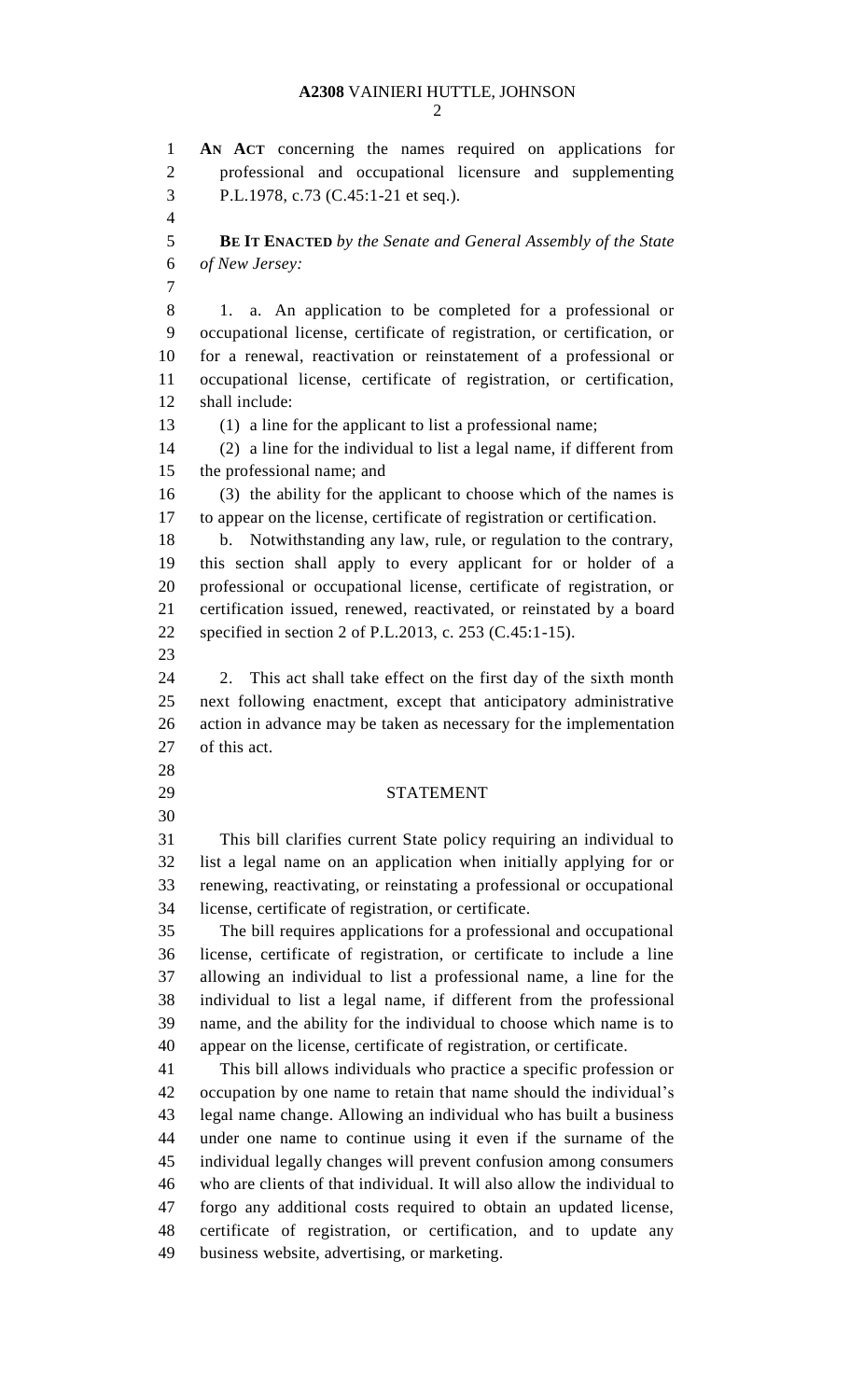**AN ACT** concerning the names required on applications for professional and occupational licensure and supplementing P.L.1978, c.73 (C.45:1-21 et seq.).

**BE IT ENACTED** *by the Senate and General Assembly of the State of New Jersey:*

1. a. An application to be completed for a professional or occupational license, certificate of registration, or certification, or for a renewal, reactivation or reinstatement of a professional or occupational license, certificate of registration, or certification, shall include:

(1) a line for the applicant to list a professional name;

(2) a line for the individual to list a legal name, if different from the professional name; and

(3) the ability for the applicant to choose which of the names is to appear on the license, certificate of registration or certification.

b. Notwithstanding any law, rule, or regulation to the contrary, this section shall apply to every applicant for or holder of a professional or occupational license, certificate of registration, or certification issued, renewed, reactivated, or reinstated by a board specified in section 2 of P.L.2013, c. 253 (C.45:1-15).

2. This act shall take effect on the first day of the sixth month next following enactment, except that anticipatory administrative action in advance may be taken as necessary for the implementation of this act.

## STATEMENT

This bill clarifies current State policy requiring an individual to list a legal name on an application when initially applying for or renewing, reactivating, or reinstating a professional or occupational license, certificate of registration, or certificate.

The bill requires applications for a professional and occupational license, certificate of registration, or certificate to include a line allowing an individual to list a professional name, a line for the individual to list a legal name, if different from the professional name, and the ability for the individual to choose which name is to appear on the license, certificate of registration, or certificate.

This bill allows individuals who practice a specific profession or occupation by one name to retain that name should the individual's legal name change. Allowing an individual who has built a business under one name to continue using it even if the surname of the individual legally changes will prevent confusion among consumers who are clients of that individual. It will also allow the individual to forgo any additional costs required to obtain an updated license, certificate of registration, or certification, and to update any business website, advertising, or marketing.